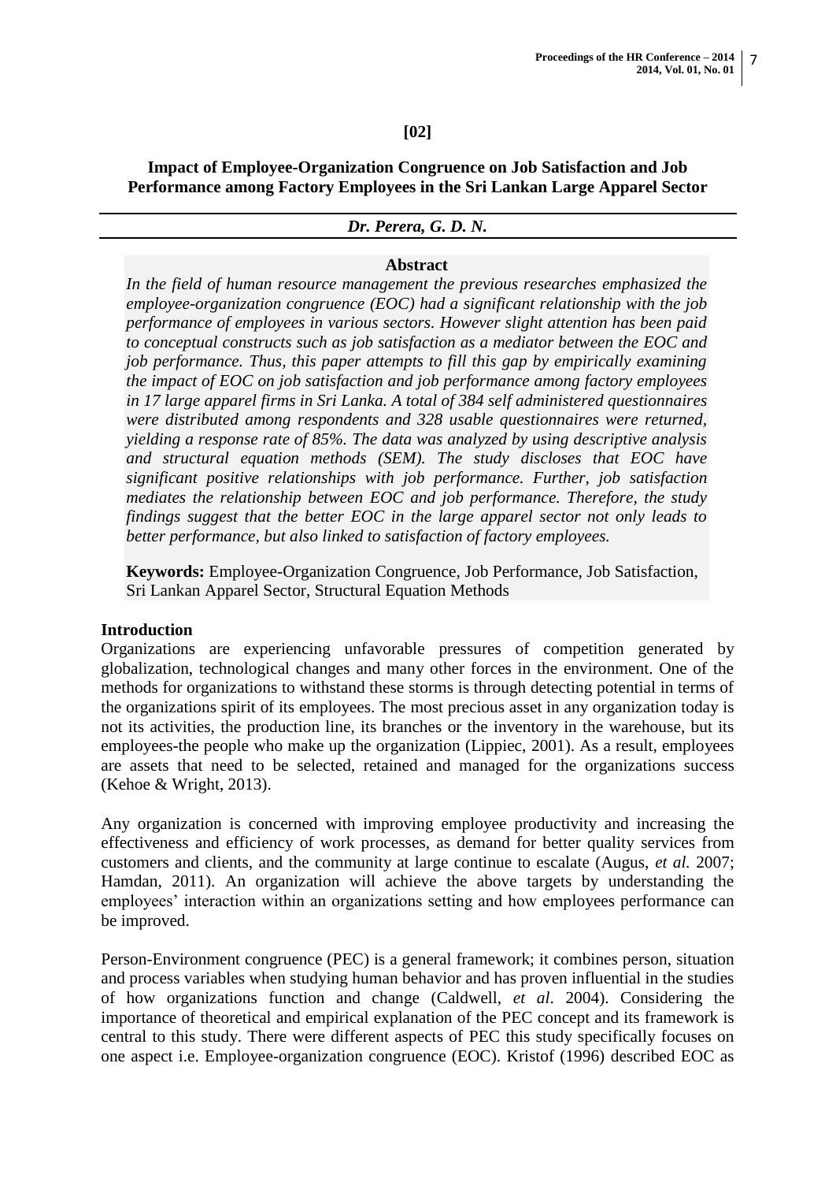**[02]**

# Impact of Employee-Organization Congruence on Job Satisfaction and Job Performance among Factory Employees in the Sri Lankan Large Apparel Sector

***Dr. Perera, G. D. N.***

### Abstract

*In the field of human resource management the previous researches emphasized the employee-organization congruence (EOC) had a significant relationship with the job performance of employees in various sectors. However slight attention has been paid to conceptual constructs such as job satisfaction as a mediator between the EOC and job performance. Thus, this paper attempts to fill this gap by empirically examining the impact of EOC on job satisfaction and job performance among factory employees in 17 large apparel firms in Sri Lanka. A total of 384 self administered questionnaires were distributed among respondents and 328 usable questionnaires were returned, yielding a response rate of 85%. The data was analyzed by using descriptive analysis and structural equation methods (SEM). The study discloses that EOC have significant positive relationships with job performance. Further, job satisfaction mediates the relationship between EOC and job performance. Therefore, the study findings suggest that the better EOC in the large apparel sector not only leads to better performance, but also linked to satisfaction of factory employees.*

**Keywords:** Employee-Organization Congruence, Job Performance, Job Satisfaction, Sri Lankan Apparel Sector, Structural Equation Methods

## Introduction

Organizations are experiencing unfavorable pressures of competition generated by globalization, technological changes and many other forces in the environment. One of the methods for organizations to withstand these storms is through detecting potential in terms of the organizations spirit of its employees. The most precious asset in any organization today is not its activities, the production line, its branches or the inventory in the warehouse, but its employees-the people who make up the organization (Lippiec, 2001). As a result, employees are assets that need to be selected, retained and managed for the organizations success (Kehoe & Wright, 2013).

Any organization is concerned with improving employee productivity and increasing the effectiveness and efficiency of work processes, as demand for better quality services from customers and clients, and the community at large continue to escalate (Augus, *et al.* 2007; Hamdan, 2011). An organization will achieve the above targets by understanding the employees' interaction within an organizations setting and how employees performance can be improved.

Person-Environment congruence (PEC) is a general framework; it combines person, situation and process variables when studying human behavior and has proven influential in the studies of how organizations function and change (Caldwell, *et al*. 2004). Considering the importance of theoretical and empirical explanation of the PEC concept and its framework is central to this study. There were different aspects of PEC this study specifically focuses on one aspect i.e. Employee-organization congruence (EOC). Kristof (1996) described EOC as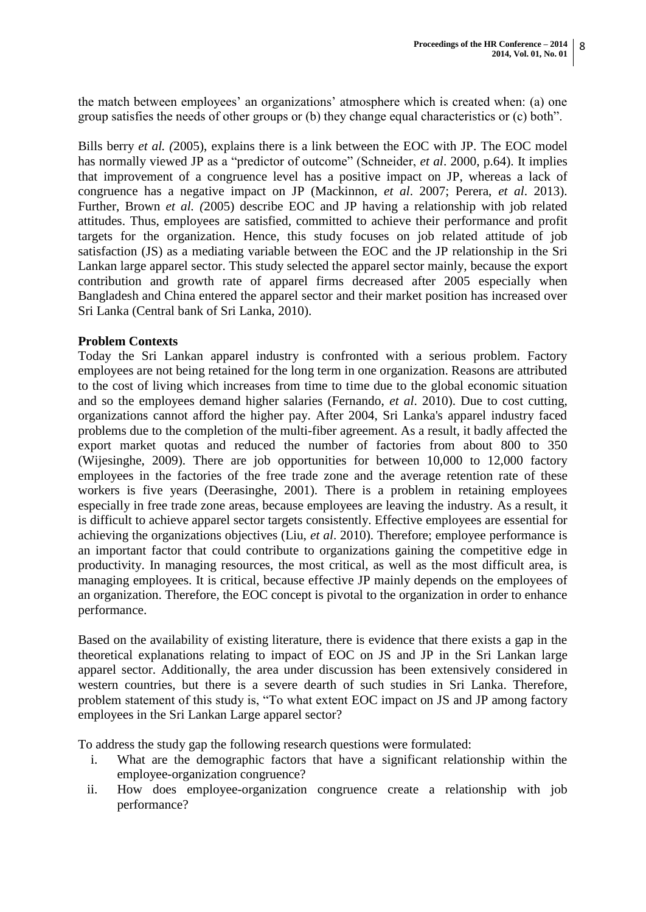the match between employees' an organizations' atmosphere which is created when: (a) one group satisfies the needs of other groups or (b) they change equal characteristics or (c) both".

Bills berry *et al. (*2005), explains there is a link between the EOC with JP. The EOC model has normally viewed JP as a "predictor of outcome" (Schneider, *et al*. 2000, p.64). It implies that improvement of a congruence level has a positive impact on JP, whereas a lack of congruence has a negative impact on JP (Mackinnon, *et al*. 2007; Perera, *et al*. 2013). Further, Brown *et al. (*2005) describe EOC and JP having a relationship with job related attitudes. Thus, employees are satisfied, committed to achieve their performance and profit targets for the organization. Hence, this study focuses on job related attitude of job satisfaction (JS) as a mediating variable between the EOC and the JP relationship in the Sri Lankan large apparel sector. This study selected the apparel sector mainly, because the export contribution and growth rate of apparel firms decreased after 2005 especially when Bangladesh and China entered the apparel sector and their market position has increased over Sri Lanka (Central bank of Sri Lanka, 2010).

**Problem Contexts**

Today the Sri Lankan apparel industry is confronted with a serious problem. Factory employees are not being retained for the long term in one organization. Reasons are attributed to the cost of living which increases from time to time due to the global economic situation and so the employees demand higher salaries (Fernando, *et al*. 2010). Due to cost cutting, organizations cannot afford the higher pay. After 2004, Sri Lanka's apparel industry faced problems due to the completion of the multi-fiber agreement. As a result, it badly affected the export market quotas and reduced the number of factories from about 800 to 350 (Wijesinghe, 2009). There are job opportunities for between 10,000 to 12,000 factory employees in the factories of the free trade zone and the average retention rate of these workers is five years (Deerasinghe, 2001). There is a problem in retaining employees especially in free trade zone areas, because employees are leaving the industry. As a result, it is difficult to achieve apparel sector targets consistently. Effective employees are essential for achieving the organizations objectives (Liu, *et al*. 2010). Therefore; employee performance is an important factor that could contribute to organizations gaining the competitive edge in productivity. In managing resources, the most critical, as well as the most difficult area, is managing employees. It is critical, because effective JP mainly depends on the employees of an organization. Therefore, the EOC concept is pivotal to the organization in order to enhance performance.

Based on the availability of existing literature, there is evidence that there exists a gap in the theoretical explanations relating to impact of EOC on JS and JP in the Sri Lankan large apparel sector. Additionally, the area under discussion has been extensively considered in western countries, but there is a severe dearth of such studies in Sri Lanka. Therefore, problem statement of this study is, "To what extent EOC impact on JS and JP among factory employees in the Sri Lankan Large apparel sector?

To address the study gap the following research questions were formulated:

i. What are the demographic factors that have a significant relationship within the employee-organization congruence?
ii. How does employee-organization congruence create a relationship with job performance?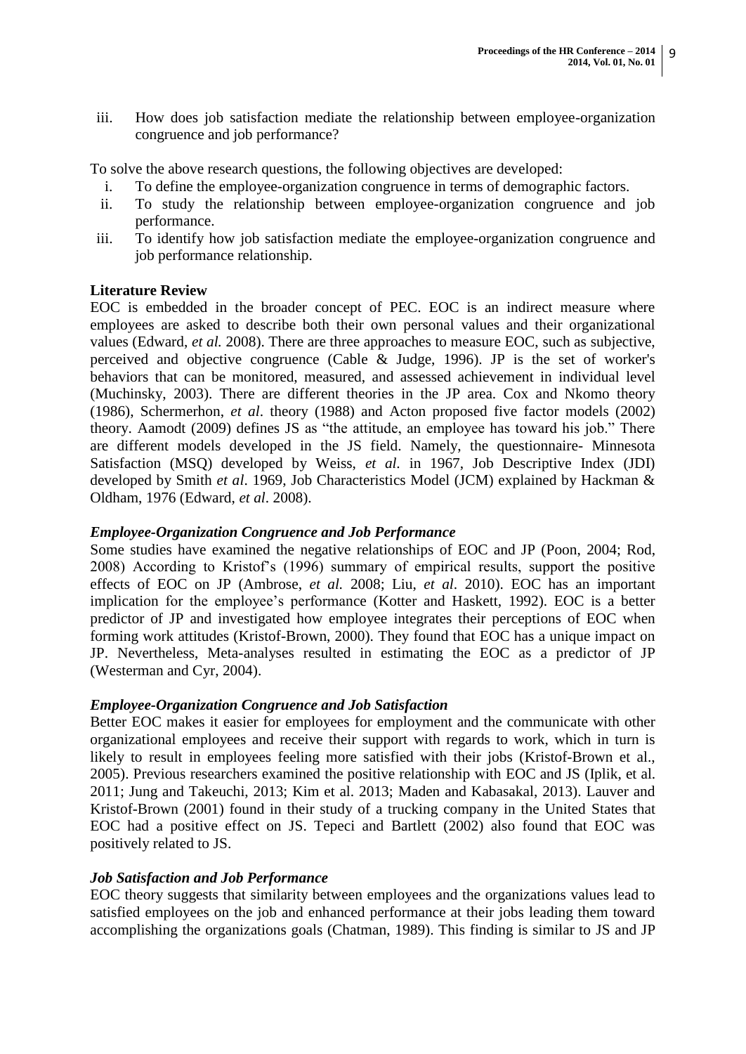iii. How does job satisfaction mediate the relationship between employee-organization congruence and job performance?

To solve the above research questions, the following objectives are developed:

i. To define the employee-organization congruence in terms of demographic factors.
ii. To study the relationship between employee-organization congruence and job performance.
iii. To identify how job satisfaction mediate the employee-organization congruence and job performance relationship.

**Literature Review**

EOC is embedded in the broader concept of PEC. EOC is an indirect measure where employees are asked to describe both their own personal values and their organizational values (Edward, *et al.* 2008). There are three approaches to measure EOC, such as subjective, perceived and objective congruence (Cable & Judge, 1996). JP is the set of worker's behaviors that can be monitored, measured, and assessed achievement in individual level (Muchinsky, 2003). There are different theories in the JP area. Cox and Nkomo theory (1986), Schermerhon, *et al*. theory (1988) and Acton proposed five factor models (2002) theory. Aamodt (2009) defines JS as "the attitude, an employee has toward his job." There are different models developed in the JS field. Namely, the questionnaire- Minnesota Satisfaction (MSQ) developed by Weiss, *et al.* in 1967, Job Descriptive Index (JDI) developed by Smith *et al*. 1969, Job Characteristics Model (JCM) explained by Hackman & Oldham, 1976 (Edward, *et al*. 2008).

***Employee-Organization Congruence and Job Performance***

Some studies have examined the negative relationships of EOC and JP (Poon, 2004; Rod, 2008) According to Kristof's (1996) summary of empirical results, support the positive effects of EOC on JP (Ambrose, *et al.* 2008; Liu, *et al*. 2010). EOC has an important implication for the employee's performance (Kotter and Haskett, 1992). EOC is a better predictor of JP and investigated how employee integrates their perceptions of EOC when forming work attitudes (Kristof-Brown, 2000). They found that EOC has a unique impact on JP. Nevertheless, Meta-analyses resulted in estimating the EOC as a predictor of JP (Westerman and Cyr, 2004).

***Employee-Organization Congruence and Job Satisfaction***

Better EOC makes it easier for employees for employment and the communicate with other organizational employees and receive their support with regards to work, which in turn is likely to result in employees feeling more satisfied with their jobs (Kristof-Brown et al., 2005). Previous researchers examined the positive relationship with EOC and JS (Iplik, et al. 2011; Jung and Takeuchi, 2013; Kim et al. 2013; Maden and Kabasakal, 2013). Lauver and Kristof-Brown (2001) found in their study of a trucking company in the United States that EOC had a positive effect on JS. Tepeci and Bartlett (2002) also found that EOC was positively related to JS.

***Job Satisfaction and Job Performance***

EOC theory suggests that similarity between employees and the organizations values lead to satisfied employees on the job and enhanced performance at their jobs leading them toward accomplishing the organizations goals (Chatman, 1989). This finding is similar to JS and JP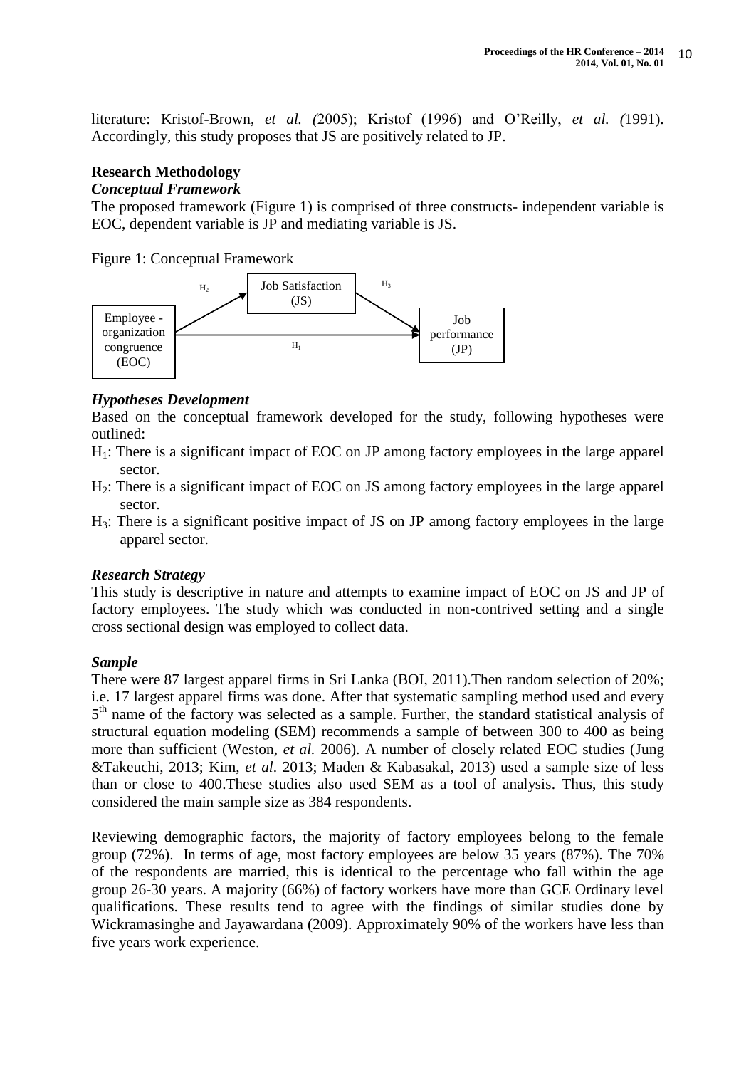literature: Kristof-Brown, *et al.* *(*2005); Kristof (1996) and O'Reilly, *et al.* *(*1991). Accordingly, this study proposes that JS are positively related to JP.

## Research Methodology

### *Conceptual Framework*

The proposed framework (Figure 1) is comprised of three constructs- independent variable is EOC, dependent variable is JP and mediating variable is JS.

Figure 1: Conceptual Framework

### *Hypotheses Development*

Based on the conceptual framework developed for the study, following hypotheses were outlined:

- $H_1$: There is a significant impact of EOC on JP among factory employees in the large apparel sector.
- $H_2$: There is a significant impact of EOC on JS among factory employees in the large apparel sector.
- $H_3$: There is a significant positive impact of JS on JP among factory employees in the large apparel sector.

### *Research Strategy*

This study is descriptive in nature and attempts to examine impact of EOC on JS and JP of factory employees. The study which was conducted in non-contrived setting and a single cross sectional design was employed to collect data.

### *Sample*

There were 87 largest apparel firms in Sri Lanka (BOI, 2011).Then random selection of 20%; i.e. 17 largest apparel firms was done. After that systematic sampling method used and every 5th name of the factory was selected as a sample. Further, the standard statistical analysis of structural equation modeling (SEM) recommends a sample of between 300 to 400 as being more than sufficient (Weston, *et al.* 2006). A number of closely related EOC studies (Jung &Takeuchi, 2013; Kim, *et al*. 2013; Maden & Kabasakal, 2013) used a sample size of less than or close to 400.These studies also used SEM as a tool of analysis. Thus, this study considered the main sample size as 384 respondents.

Reviewing demographic factors, the majority of factory employees belong to the female group (72%). In terms of age, most factory employees are below 35 years (87%). The 70% of the respondents are married, this is identical to the percentage who fall within the age group 26-30 years. A majority (66%) of factory workers have more than GCE Ordinary level qualifications. These results tend to agree with the findings of similar studies done by Wickramasinghe and Jayawardana (2009). Approximately 90% of the workers have less than five years work experience.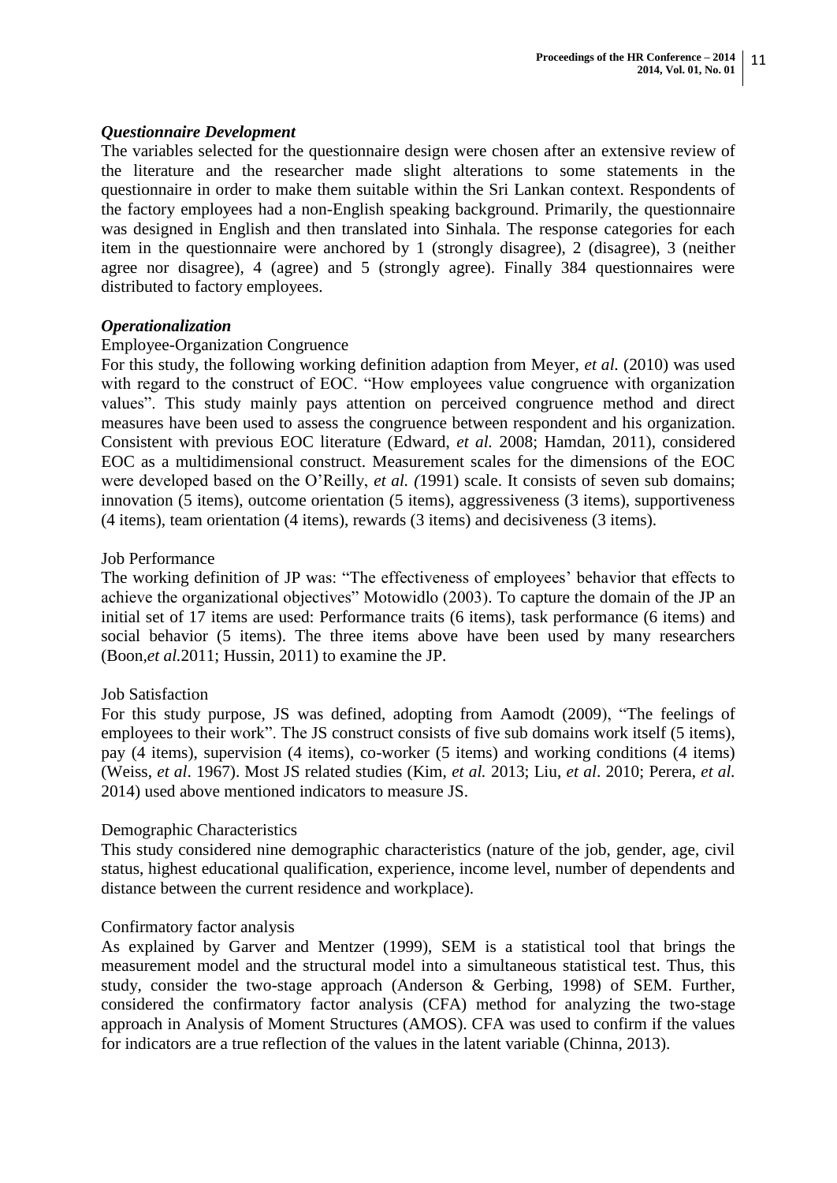### *Questionnaire Development*

The variables selected for the questionnaire design were chosen after an extensive review of the literature and the researcher made slight alterations to some statements in the questionnaire in order to make them suitable within the Sri Lankan context. Respondents of the factory employees had a non-English speaking background. Primarily, the questionnaire was designed in English and then translated into Sinhala. The response categories for each item in the questionnaire were anchored by 1 (strongly disagree), 2 (disagree), 3 (neither agree nor disagree), 4 (agree) and 5 (strongly agree). Finally 384 questionnaires were distributed to factory employees.

### *Operationalization*

#### Employee-Organization Congruence

For this study, the following working definition adaption from Meyer, *et al.* (2010) was used with regard to the construct of EOC. "How employees value congruence with organization values". This study mainly pays attention on perceived congruence method and direct measures have been used to assess the congruence between respondent and his organization. Consistent with previous EOC literature (Edward, *et al.* 2008; Hamdan, 2011), considered EOC as a multidimensional construct. Measurement scales for the dimensions of the EOC were developed based on the O'Reilly, *et al. (*1991) scale. It consists of seven sub domains; innovation (5 items), outcome orientation (5 items), aggressiveness (3 items), supportiveness (4 items), team orientation (4 items), rewards (3 items) and decisiveness (3 items).

#### Job Performance

The working definition of JP was: "The effectiveness of employees' behavior that effects to achieve the organizational objectives" Motowidlo (2003). To capture the domain of the JP an initial set of 17 items are used: Performance traits (6 items), task performance (6 items) and social behavior (5 items). The three items above have been used by many researchers (Boon,*et al.*2011; Hussin, 2011) to examine the JP.

#### Job Satisfaction

For this study purpose, JS was defined, adopting from Aamodt (2009), "The feelings of employees to their work". The JS construct consists of five sub domains work itself (5 items), pay (4 items), supervision (4 items), co-worker (5 items) and working conditions (4 items) (Weiss, *et al*. 1967). Most JS related studies (Kim, *et al.* 2013; Liu, *et al*. 2010; Perera, *et al.* 2014) used above mentioned indicators to measure JS.

#### Demographic Characteristics

This study considered nine demographic characteristics (nature of the job, gender, age, civil status, highest educational qualification, experience, income level, number of dependents and distance between the current residence and workplace).

#### Confirmatory factor analysis

As explained by Garver and Mentzer (1999), SEM is a statistical tool that brings the measurement model and the structural model into a simultaneous statistical test. Thus, this study, consider the two-stage approach (Anderson & Gerbing, 1998) of SEM. Further, considered the confirmatory factor analysis (CFA) method for analyzing the two-stage approach in Analysis of Moment Structures (AMOS). CFA was used to confirm if the values for indicators are a true reflection of the values in the latent variable (Chinna, 2013).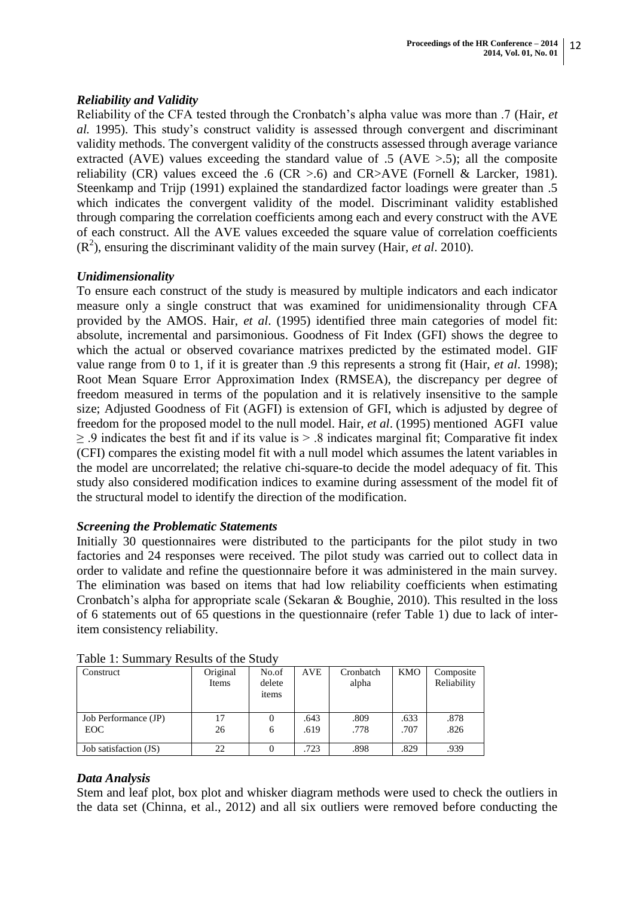***Reliability and Validity***

Reliability of the CFA tested through the Cronbatch's alpha value was more than .7 (Hair, *et al.* 1995). This study's construct validity is assessed through convergent and discriminant validity methods. The convergent validity of the constructs assessed through average variance extracted (AVE) values exceeding the standard value of .5 (AVE >.5); all the composite reliability (CR) values exceed the .6 (CR >.6) and CR>AVE (Fornell & Larcker, 1981). Steenkamp and Trijp (1991) explained the standardized factor loadings were greater than .5 which indicates the convergent validity of the model. Discriminant validity established through comparing the correlation coefficients among each and every construct with the AVE of each construct. All the AVE values exceeded the square value of correlation coefficients ($R^2$), ensuring the discriminant validity of the main survey (Hair, *et al*. 2010).

***Unidimensionality***

To ensure each construct of the study is measured by multiple indicators and each indicator measure only a single construct that was examined for unidimensionality through CFA provided by the AMOS. Hair, *et al*. (1995) identified three main categories of model fit: absolute, incremental and parsimonious. Goodness of Fit Index (GFI) shows the degree to which the actual or observed covariance matrixes predicted by the estimated model. GIF value range from 0 to 1, if it is greater than .9 this represents a strong fit (Hair, *et al*. 1998); Root Mean Square Error Approximation Index (RMSEA), the discrepancy per degree of freedom measured in terms of the population and it is relatively insensitive to the sample size; Adjusted Goodness of Fit (AGFI) is extension of GFI, which is adjusted by degree of freedom for the proposed model to the null model. Hair, *et al*. (1995) mentioned AGFI value $\geq$ .9 indicates the best fit and if its value is > .8 indicates marginal fit; Comparative fit index (CFI) compares the existing model fit with a null model which assumes the latent variables in the model are uncorrelated; the relative chi-square-to decide the model adequacy of fit. This study also considered modification indices to examine during assessment of the model fit of the structural model to identify the direction of the modification.

***Screening the Problematic Statements***

Initially 30 questionnaires were distributed to the participants for the pilot study in two factories and 24 responses were received. The pilot study was carried out to collect data in order to validate and refine the questionnaire before it was administered in the main survey. The elimination was based on items that had low reliability coefficients when estimating Cronbatch's alpha for appropriate scale (Sekaran & Boughie, 2010). This resulted in the loss of 6 statements out of 65 questions in the questionnaire (refer Table 1) due to lack of inter-item consistency reliability.

Table 1: Summary Results of the Study

| Construct | Original Items | No.of delete items | AVE | Cronbatch alpha | KMO | Composite Reliability |
|---|---|---|---|---|---|---|
| Job Performance (JP) | 17 | 0 | .643 | .809 | .633 | .878 |
| EOC | 26 | 6 | .619 | .778 | .707 | .826 |
| Job satisfaction (JS) | 22 | 0 | .723 | .898 | .829 | .939 |

***Data Analysis***

Stem and leaf plot, box plot and whisker diagram methods were used to check the outliers in the data set (Chinna, et al., 2012) and all six outliers were removed before conducting the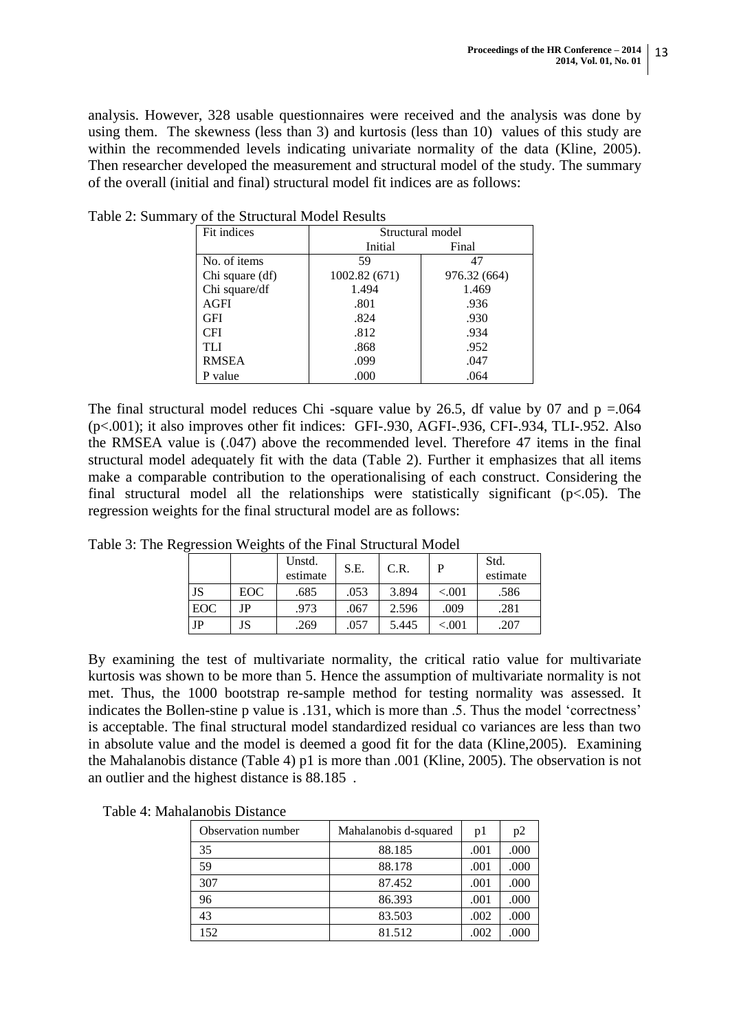analysis. However, 328 usable questionnaires were received and the analysis was done by using them. The skewness (less than 3) and kurtosis (less than 10) values of this study are within the recommended levels indicating univariate normality of the data (Kline, 2005). Then researcher developed the measurement and structural model of the study. The summary of the overall (initial and final) structural model fit indices are as follows:

Table 2: Summary of the Structural Model Results

| Fit indices | Structural model | |
|---|---|---|
| | Initial | Final |
| No. of items | 59 | 47 |
| Chi square (df) | 1002.82 (671) | 976.32 (664) |
| Chi square/df | 1.494 | 1.469 |
| AGFI | .801 | .936 |
| GFI | .824 | .930 |
| CFI | .812 | .934 |
| TLI | .868 | .952 |
| RMSEA | .099 | .047 |
| P value | .000 | .064 |

The final structural model reduces Chi -square value by 26.5, df value by 07 and $p = .064$ ($p < .001$); it also improves other fit indices: GFI-.930, AGFI-.936, CFI-.934, TLI-.952. Also the RMSEA value is (.047) above the recommended level. Therefore 47 items in the final structural model adequately fit with the data (Table 2). Further it emphasizes that all items make a comparable contribution to the operationalising of each construct. Considering the final structural model all the relationships were statistically significant ($p < .05$). The regression weights for the final structural model are as follows:

Table 3: The Regression Weights of the Final Structural Model

| | | Unstd. estimate | S.E. | C.R. | P | Std. estimate |
|---|---|---|---|---|---|---|
| JS | EOC | .685 | .053 | 3.894 | <.001 | .586 |
| EOC | JP | .973 | .067 | 2.596 | .009 | .281 |
| JP | JS | .269 | .057 | 5.445 | <.001 | .207 |

By examining the test of multivariate normality, the critical ratio value for multivariate kurtosis was shown to be more than 5. Hence the assumption of multivariate normality is not met. Thus, the 1000 bootstrap re-sample method for testing normality was assessed. It indicates the Bollen-stine p value is .131, which is more than .5. Thus the model 'correctness' is acceptable. The final structural model standardized residual co variances are less than two in absolute value and the model is deemed a good fit for the data (Kline,2005). Examining the Mahalanobis distance (Table 4) p1 is more than .001 (Kline, 2005). The observation is not an outlier and the highest distance is 88.185 .

Table 4: Mahalanobis Distance

| Observation number | Mahalanobis d-squared | p1 | p2 |
|---|---|---|---|
| 35 | 88.185 | .001 | .000 |
| 59 | 88.178 | .001 | .000 |
| 307 | 87.452 | .001 | .000 |
| 96 | 86.393 | .001 | .000 |
| 43 | 83.503 | .002 | .000 |
| 152 | 81.512 | .002 | .000 |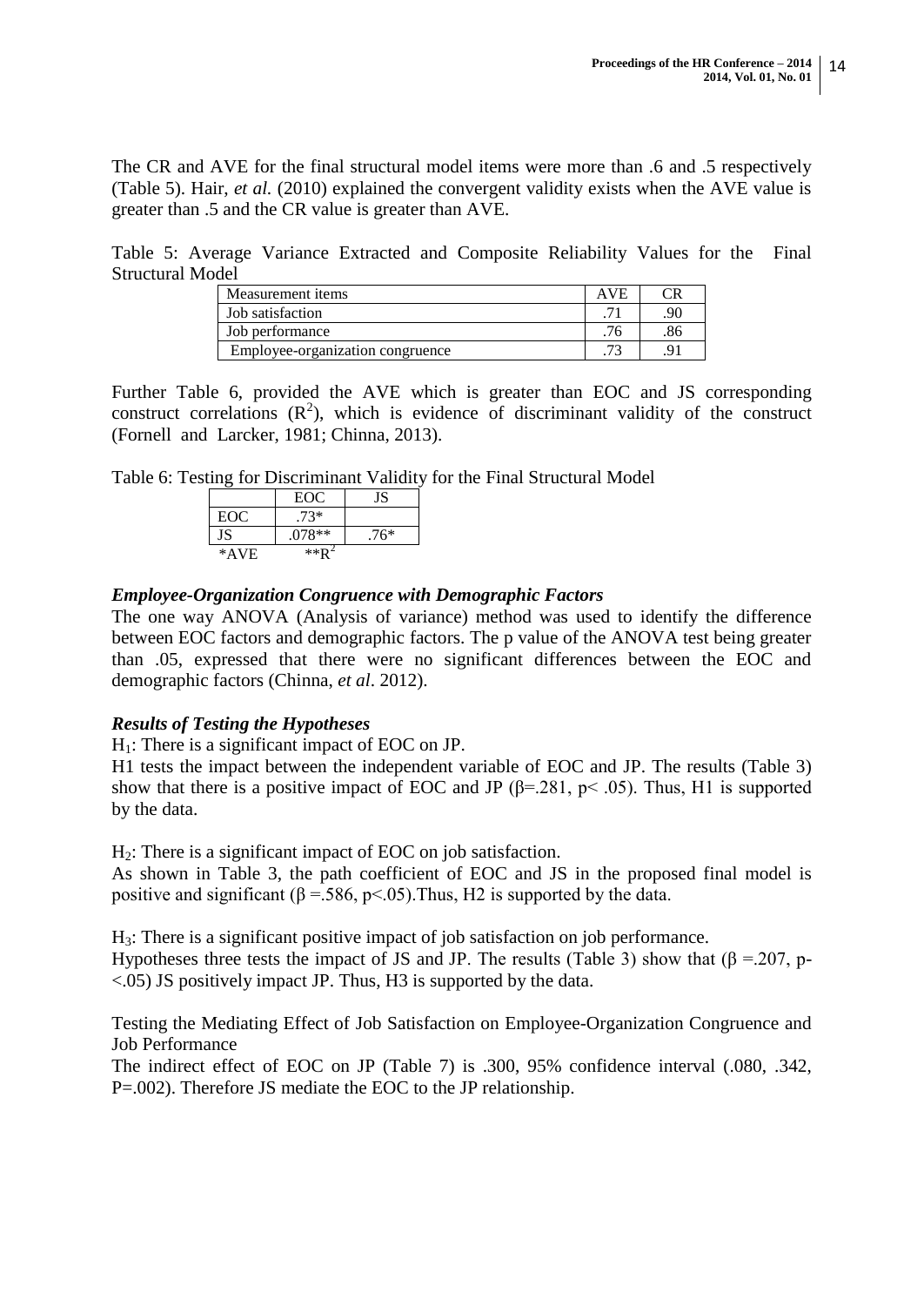The CR and AVE for the final structural model items were more than .6 and .5 respectively (Table 5). Hair, *et al.* (2010) explained the convergent validity exists when the AVE value is greater than .5 and the CR value is greater than AVE.

Table 5: Average Variance Extracted and Composite Reliability Values for the Final Structural Model

| Measurement items | AVE | CR |
| --- | --- | --- |
| Job satisfaction | .71 | .90 |
| Job performance | .76 | .86 |
| Employee-organization congruence | .73 | .91 |

Further Table 6, provided the AVE which is greater than EOC and JS corresponding construct correlations ($R^2$), which is evidence of discriminant validity of the construct (Fornell and Larcker, 1981; Chinna, 2013).

Table 6: Testing for Discriminant Validity for the Final Structural Model

| | EOC | JS |
| --- | --- | --- |
| EOC | .73* | |
| JS | .078** | .76* |

*AVE **$R^2$

### *Employee-Organization Congruence with Demographic Factors*

The one way ANOVA (Analysis of variance) method was used to identify the difference between EOC factors and demographic factors. The p value of the ANOVA test being greater than .05, expressed that there were no significant differences between the EOC and demographic factors (Chinna, *et al*. 2012).

### *Results of Testing the Hypotheses*

$H_1$: There is a significant impact of EOC on JP.

H1 tests the impact between the independent variable of EOC and JP. The results (Table 3) show that there is a positive impact of EOC and JP ($\beta$=.281, $p< .05$). Thus, H1 is supported by the data.

$H_2$: There is a significant impact of EOC on job satisfaction.

As shown in Table 3, the path coefficient of EOC and JS in the proposed final model is positive and significant ($\beta$ =.586, $p<.05$).Thus, H2 is supported by the data.

$H_3$: There is a significant positive impact of job satisfaction on job performance.

Hypotheses three tests the impact of JS and JP. The results (Table 3) show that ($\beta$ =.207, p-<.05) JS positively impact JP. Thus, H3 is supported by the data.

Testing the Mediating Effect of Job Satisfaction on Employee-Organization Congruence and Job Performance

The indirect effect of EOC on JP (Table 7) is .300, 95% confidence interval (.080, .342, P=.002). Therefore JS mediate the EOC to the JP relationship.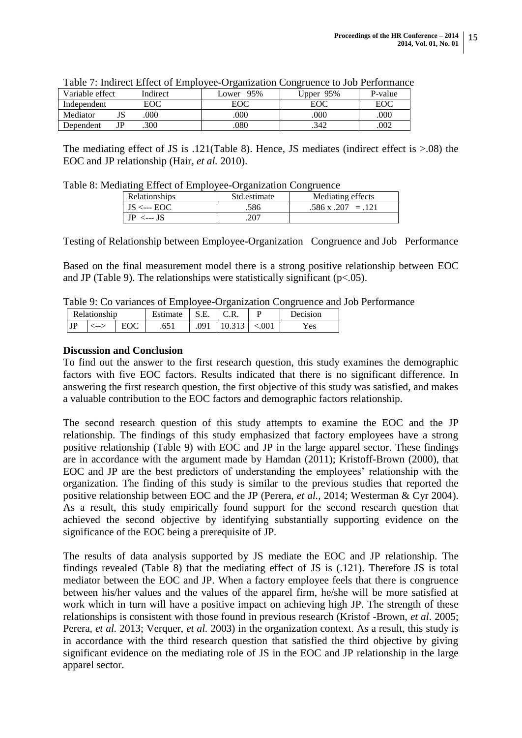Table 7: Indirect Effect of Employee-Organization Congruence to Job Performance

| Variable effect | | Indirect | Lower 95% | Upper 95% | P-value |
|---|---|---|---|---|---|
| Independent | | EOC | EOC | EOC | EOC |
| Mediator | JS | .000 | .000 | .000 | .000 |
| Dependent | JP | .300 | .080 | .342 | .002 |

The mediating effect of JS is .121(Table 8). Hence, JS mediates (indirect effect is >.08) the EOC and JP relationship (Hair, *et al.* 2010).

Table 8: Mediating Effect of Employee-Organization Congruence

| Relationships | Std.estimate | Mediating effects |
|---|---|---|
| JS <--- EOC | .586 | .586 x .207 = .121 |
| JP <--- JS | .207 | |

Testing of Relationship between Employee-Organization Congruence and Job Performance

Based on the final measurement model there is a strong positive relationship between EOC and JP (Table 9). The relationships were statistically significant ($p<.05$).

Table 9: Co variances of Employee-Organization Congruence and Job Performance

| Relationship | | | Estimate | S.E. | C.R. | P | Decision |
|---|---|---|---|---|---|---|---|
| JP | <--> | EOC | .651 | .091 | 10.313 | <.001 | Yes |

**Discussion and Conclusion**

To find out the answer to the first research question, this study examines the demographic factors with five EOC factors. Results indicated that there is no significant difference. In answering the first research question, the first objective of this study was satisfied, and makes a valuable contribution to the EOC factors and demographic factors relationship.

The second research question of this study attempts to examine the EOC and the JP relationship. The findings of this study emphasized that factory employees have a strong positive relationship (Table 9) with EOC and JP in the large apparel sector. These findings are in accordance with the argument made by Hamdan (2011); Kristoff-Brown (2000), that EOC and JP are the best predictors of understanding the employees' relationship with the organization. The finding of this study is similar to the previous studies that reported the positive relationship between EOC and the JP (Perera, *et al.,* 2014; Westerman & Cyr 2004). As a result, this study empirically found support for the second research question that achieved the second objective by identifying substantially supporting evidence on the significance of the EOC being a prerequisite of JP.

The results of data analysis supported by JS mediate the EOC and JP relationship. The findings revealed (Table 8) that the mediating effect of JS is (.121). Therefore JS is total mediator between the EOC and JP. When a factory employee feels that there is congruence between his/her values and the values of the apparel firm, he/she will be more satisfied at work which in turn will have a positive impact on achieving high JP. The strength of these relationships is consistent with those found in previous research (Kristof -Brown, *et al*. 2005; Perera, *et al.* 2013; Verquer, *et al.* 2003) in the organization context. As a result, this study is in accordance with the third research question that satisfied the third objective by giving significant evidence on the mediating role of JS in the EOC and JP relationship in the large apparel sector.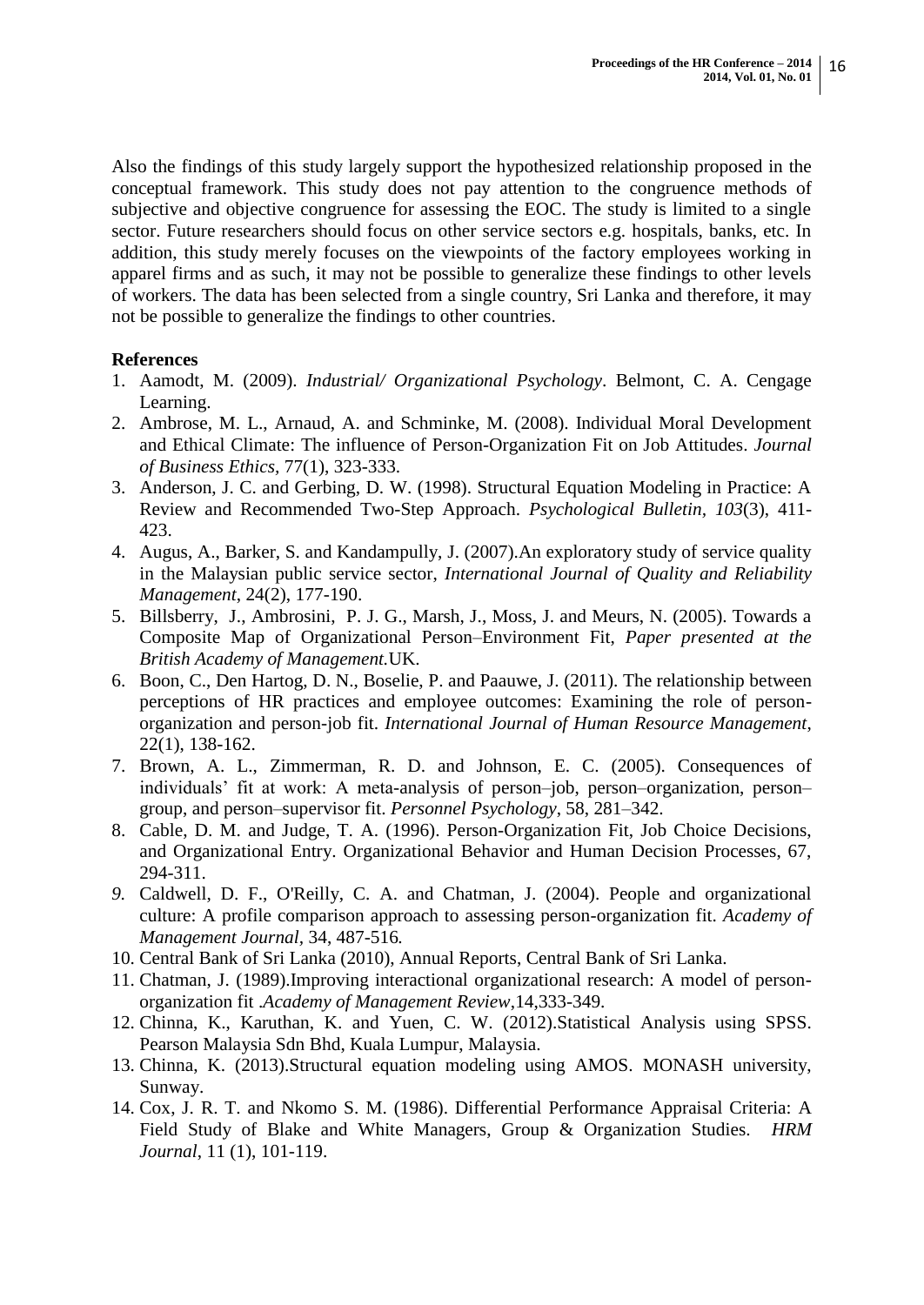Also the findings of this study largely support the hypothesized relationship proposed in the conceptual framework. This study does not pay attention to the congruence methods of subjective and objective congruence for assessing the EOC. The study is limited to a single sector. Future researchers should focus on other service sectors e.g. hospitals, banks, etc. In addition, this study merely focuses on the viewpoints of the factory employees working in apparel firms and as such, it may not be possible to generalize these findings to other levels of workers. The data has been selected from a single country, Sri Lanka and therefore, it may not be possible to generalize the findings to other countries.

**References**

1. Aamodt, M. (2009). *Industrial/ Organizational Psychology*. Belmont, C. A. Cengage Learning.
2. Ambrose, M. L., Arnaud, A. and Schminke, M. (2008). Individual Moral Development and Ethical Climate: The influence of Person-Organization Fit on Job Attitudes. *Journal of Business Ethics,* 77(1), 323-333.
3. Anderson, J. C. and Gerbing, D. W. (1998). Structural Equation Modeling in Practice: A Review and Recommended Two-Step Approach. *Psychological Bulletin*, *103*(3), 411-423.
4. Augus, A., Barker, S. and Kandampully, J. (2007).An exploratory study of service quality in the Malaysian public service sector, *International Journal of Quality and Reliability Management*, 24(2), 177-190.
5. Billsberry, J., Ambrosini, P. J. G., Marsh, J., Moss, J. and Meurs, N. (2005). Towards a Composite Map of Organizational Person–Environment Fit, *Paper presented at the British Academy of Management.*UK.
6. Boon, C., Den Hartog, D. N., Boselie, P. and Paauwe, J. (2011). The relationship between perceptions of HR practices and employee outcomes: Examining the role of person-organization and person-job fit. *International Journal of Human Resource Management*, 22(1), 138-162.
7. Brown, A. L., Zimmerman, R. D. and Johnson, E. C. (2005). Consequences of individuals' fit at work: A meta-analysis of person–job, person–organization, person–group, and person–supervisor fit. *Personnel Psychology*, 58, 281–342.
8. Cable, D. M. and Judge, T. A. (1996). Person-Organization Fit, Job Choice Decisions, and Organizational Entry. Organizational Behavior and Human Decision Processes, 67, 294-311.
9. Caldwell, D. F., O'Reilly, C. A. and Chatman, J. (2004). People and organizational culture: A profile comparison approach to assessing person-organization fit. *Academy of Management Journal*, 34, 487-516*.*
10. Central Bank of Sri Lanka (2010), Annual Reports, Central Bank of Sri Lanka.
11. Chatman, J. (1989).Improving interactional organizational research: A model of person-organization fit .*Academy of Management Review*,14,333-349.
12. Chinna, K., Karuthan, K. and Yuen, C. W. (2012).Statistical Analysis using SPSS. Pearson Malaysia Sdn Bhd, Kuala Lumpur, Malaysia.
13. Chinna, K. (2013).Structural equation modeling using AMOS. MONASH university, Sunway.
14. Cox, J. R. T. and Nkomo S. M. (1986). Differential Performance Appraisal Criteria: A Field Study of Blake and White Managers, Group & Organization Studies. *HRM Journal*, 11 (1), 101-119.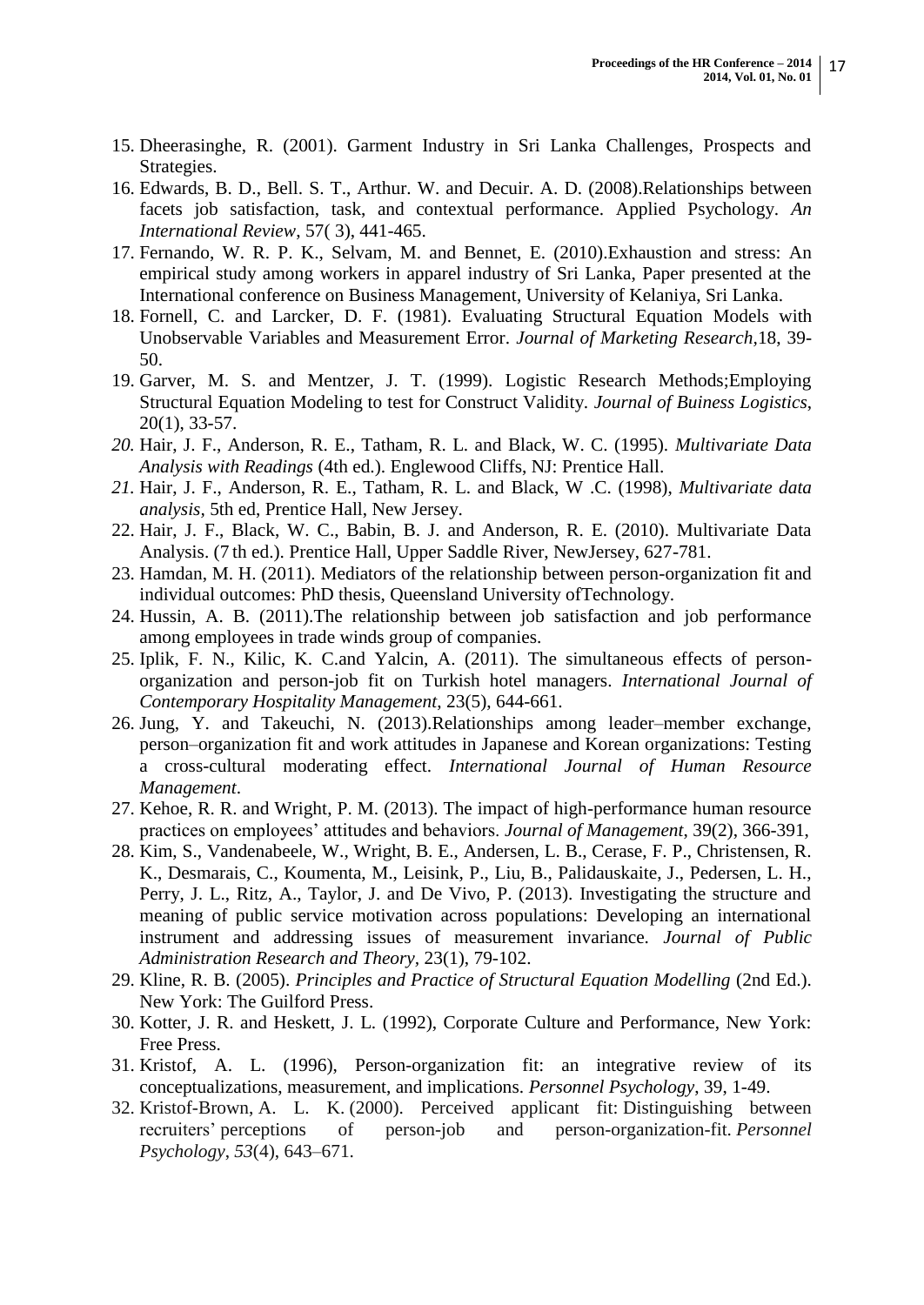15. Dheerasinghe, R. (2001). Garment Industry in Sri Lanka Challenges, Prospects and Strategies.
16. Edwards, B. D., Bell. S. T., Arthur. W. and Decuir. A. D. (2008).Relationships between facets job satisfaction, task, and contextual performance. Applied Psychology. *An International Review*, 57( 3), 441-465.
17. Fernando, W. R. P. K., Selvam, M. and Bennet, E. (2010).Exhaustion and stress: An empirical study among workers in apparel industry of Sri Lanka, Paper presented at the International conference on Business Management, University of Kelaniya, Sri Lanka.
18. Fornell, C. and Larcker, D. F. (1981). Evaluating Structural Equation Models with Unobservable Variables and Measurement Error. *Journal of Marketing Research*,18, 39-50.
19. Garver, M. S. and Mentzer, J. T. (1999). Logistic Research Methods;Employing Structural Equation Modeling to test for Construct Validity. *Journal of Buiness Logistics*, 20(1), 33-57.
20. Hair, J. F., Anderson, R. E., Tatham, R. L. and Black, W. C. (1995). *Multivariate Data Analysis with Readings* (4th ed.). Englewood Cliffs, NJ: Prentice Hall.
21. Hair, J. F., Anderson, R. E., Tatham, R. L. and Black, W .C. (1998), *Multivariate data analysis*, 5th ed, Prentice Hall, New Jersey.
22. Hair, J. F., Black, W. C., Babin, B. J. and Anderson, R. E. (2010). Multivariate Data Analysis. (7 th ed.). Prentice Hall, Upper Saddle River, NewJersey, 627-781.
23. Hamdan, M. H. (2011). Mediators of the relationship between person-organization fit and individual outcomes: PhD thesis, Queensland University ofTechnology.
24. Hussin, A. B. (2011).The relationship between job satisfaction and job performance among employees in trade winds group of companies.
25. Iplik, F. N., Kilic, K. C.and Yalcin, A. (2011). The simultaneous effects of person-organization and person-job fit on Turkish hotel managers. *International Journal of Contemporary Hospitality Management*, 23(5), 644-661.
26. Jung, Y. and Takeuchi, N. (2013).Relationships among leader–member exchange, person–organization fit and work attitudes in Japanese and Korean organizations: Testing a cross-cultural moderating effect. *International Journal of Human Resource Management*.
27. Kehoe, R. R. and Wright, P. M. (2013). The impact of high-performance human resource practices on employees' attitudes and behaviors. *Journal of Management*, 39(2), 366-391,
28. Kim, S., Vandenabeele, W., Wright, B. E., Andersen, L. B., Cerase, F. P., Christensen, R. K., Desmarais, C., Koumenta, M., Leisink, P., Liu, B., Palidauskaite, J., Pedersen, L. H., Perry, J. L., Ritz, A., Taylor, J. and De Vivo, P. (2013). Investigating the structure and meaning of public service motivation across populations: Developing an international instrument and addressing issues of measurement invariance. *Journal of Public Administration Research and Theory*, 23(1), 79-102.
29. Kline, R. B. (2005). *Principles and Practice of Structural Equation Modelling* (2nd Ed.). New York: The Guilford Press.
30. Kotter, J. R. and Heskett, J. L. (1992), Corporate Culture and Performance, New York: Free Press.
31. Kristof, A. L. (1996), Person-organization fit: an integrative review of its conceptualizations, measurement, and implications. *Personnel Psychology*, 39, 1-49.
32. Kristof-Brown, A. L. K. (2000). Perceived applicant fit: Distinguishing between recruiters' perceptions of person-job and person-organization-fit. *Personnel Psychology*, *53*(4), 643–671.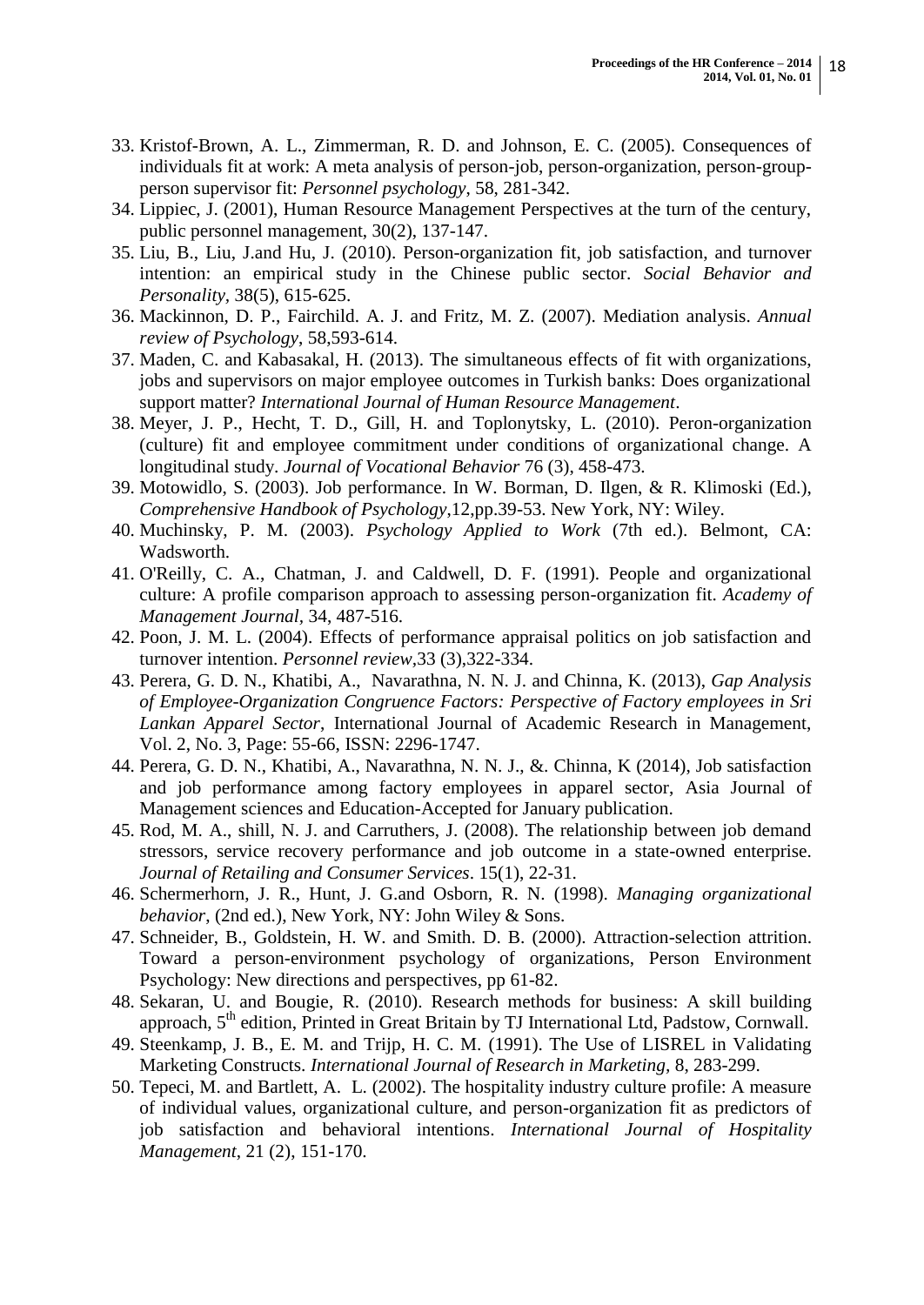33. Kristof-Brown, A. L., Zimmerman, R. D. and Johnson, E. C. (2005). Consequences of individuals fit at work: A meta analysis of person-job, person-organization, person-group-person supervisor fit: *Personnel psychology*, 58, 281-342.
34. Lippiec, J. (2001), Human Resource Management Perspectives at the turn of the century, public personnel management, 30(2), 137-147.
35. Liu, B., Liu, J.and Hu, J. (2010). Person-organization fit, job satisfaction, and turnover intention: an empirical study in the Chinese public sector. *Social Behavior and Personality*, 38(5), 615-625.
36. Mackinnon, D. P., Fairchild. A. J. and Fritz, M. Z. (2007). Mediation analysis. *Annual review of Psychology*, 58,593-614.
37. Maden, C. and Kabasakal, H. (2013). The simultaneous effects of fit with organizations, jobs and supervisors on major employee outcomes in Turkish banks: Does organizational support matter? *International Journal of Human Resource Management*.
38. Meyer, J. P., Hecht, T. D., Gill, H. and Toplonytsky, L. (2010). Peron-organization (culture) fit and employee commitment under conditions of organizational change. A longitudinal study. *Journal of Vocational Behavior* 76 (3), 458-473.
39. Motowidlo, S. (2003). Job performance. In W. Borman, D. Ilgen, & R. Klimoski (Ed.), *Comprehensive Handbook of Psychology*,12,pp.39-53. New York, NY: Wiley.
40. Muchinsky, P. M. (2003). *Psychology Applied to Work* (7th ed.). Belmont, CA: Wadsworth.
41. O'Reilly, C. A., Chatman, J. and Caldwell, D. F. (1991). People and organizational culture: A profile comparison approach to assessing person-organization fit. *Academy of Management Journal*, 34, 487-516.
42. Poon, J. M. L. (2004). Effects of performance appraisal politics on job satisfaction and turnover intention. *Personnel review*,33 (3),322-334.
43. Perera, G. D. N., Khatibi, A., Navarathna, N. N. J. and Chinna, K. (2013), *Gap Analysis of Employee-Organization Congruence Factors: Perspective of Factory employees in Sri Lankan Apparel Sector*, International Journal of Academic Research in Management, Vol. 2, No. 3, Page: 55-66, ISSN: 2296-1747.
44. Perera, G. D. N., Khatibi, A., Navarathna, N. N. J., &. Chinna, K (2014), Job satisfaction and job performance among factory employees in apparel sector, Asia Journal of Management sciences and Education-Accepted for January publication.
45. Rod, M. A., shill, N. J. and Carruthers, J. (2008). The relationship between job demand stressors, service recovery performance and job outcome in a state-owned enterprise. *Journal of Retailing and Consumer Services*. 15(1), 22-31.
46. Schermerhorn, J. R., Hunt, J. G.and Osborn, R. N. (1998). *Managing organizational behavior*, (2nd ed.), New York, NY: John Wiley & Sons.
47. Schneider, B., Goldstein, H. W. and Smith. D. B. (2000). Attraction-selection attrition. Toward a person-environment psychology of organizations, Person Environment Psychology: New directions and perspectives, pp 61-82.
48. Sekaran, U. and Bougie, R. (2010). Research methods for business: A skill building approach, 5th edition, Printed in Great Britain by TJ International Ltd, Padstow, Cornwall.
49. Steenkamp, J. B., E. M. and Trijp, H. C. M. (1991). The Use of LISREL in Validating Marketing Constructs. *International Journal of Research in Marketing*, 8, 283-299.
50. Tepeci, M. and Bartlett, A. L. (2002). The hospitality industry culture profile: A measure of individual values, organizational culture, and person-organization fit as predictors of job satisfaction and behavioral intentions. *International Journal of Hospitality Management*, 21 (2), 151-170.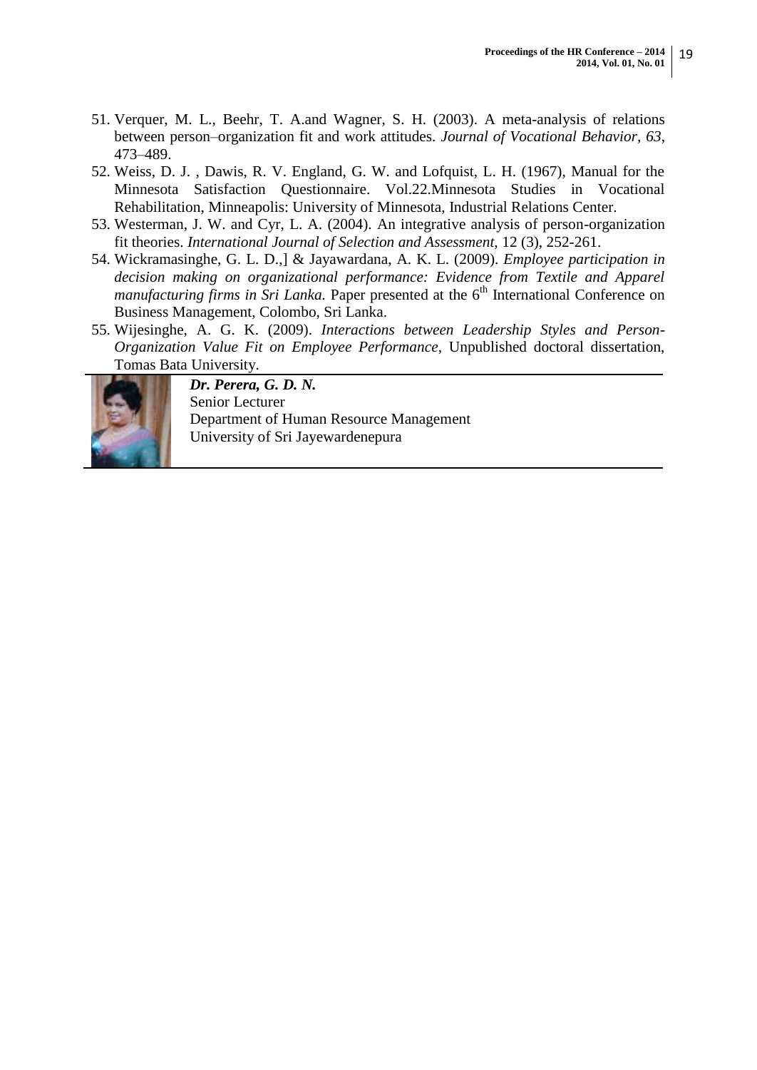51. Verquer, M. L., Beehr, T. A.and Wagner, S. H. (2003). A meta-analysis of relations between person–organization fit and work attitudes. *Journal of Vocational Behavior, 63*, 473–489.
52. Weiss, D. J. , Dawis, R. V. England, G. W. and Lofquist, L. H. (1967), Manual for the Minnesota Satisfaction Questionnaire. Vol.22.Minnesota Studies in Vocational Rehabilitation, Minneapolis: University of Minnesota, Industrial Relations Center.
53. Westerman, J. W. and Cyr, L. A. (2004). An integrative analysis of person-organization fit theories. *International Journal of Selection and Assessment*, 12 (3), 252-261.
54. Wickramasinghe, G. L. D.,] & Jayawardana, A. K. L. (2009). *Employee participation in decision making on organizational performance: Evidence from Textile and Apparel manufacturing firms in Sri Lanka.* Paper presented at the 6th International Conference on Business Management, Colombo, Sri Lanka.
55. Wijesinghe, A. G. K. (2009). *Interactions between Leadership Styles and Person-Organization Value Fit on Employee Performance*, Unpublished doctoral dissertation, Tomas Bata University.

***Dr. Perera, G. D. N.***
Senior Lecturer
Department of Human Resource Management
University of Sri Jayewardenepura